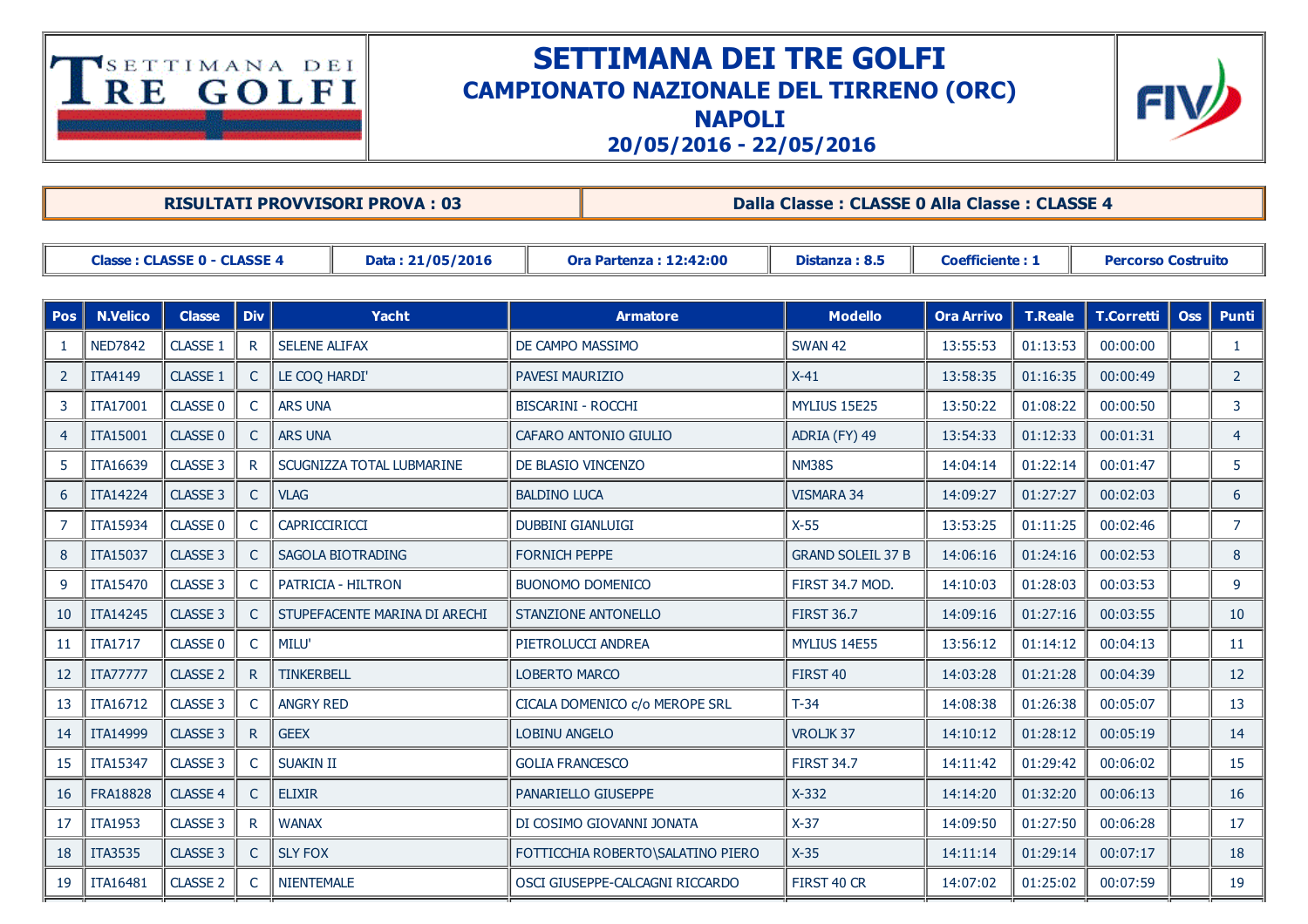# SETTIMANA DEI TRE GOLFI
## CAMPIONATO NAZIONALE DEL TIRRENO (ORC)
## NAPOLI
## 20/05/2016 - 22/05/2016

| RISULTATI PROVVISORI PROVA : 03 | Dalla Classe : CLASSE 0 Alla Classe : CLASSE 4 |
|---|---|

| Classe : CLASSE 0 - CLASSE 4 | Data : 21/05/2016 | Ora Partenza : 12:42:00 | Distanza : 8.5 | Coefficiente : 1 | Percorso Costruito |
|---|---|---|---|---|---|

| Pos | N.Velico | Classe | Div | Yacht | Armatore | Modello | Ora Arrivo | T.Reale | T.Corretti | Oss | Punti |
|---|---|---|---|---|---|---|---|---|---|---|---|
| 1 | NED7842 | CLASSE 1 | R | SELENE ALIFAX | DE CAMPO MASSIMO | SWAN 42 | 13:55:53 | 01:13:53 | 00:00:00 | | 1 |
| 2 | ITA4149 | CLASSE 1 | C | LE COQ HARDI' | PAVESI MAURIZIO | X-41 | 13:58:35 | 01:16:35 | 00:00:49 | | 2 |
| 3 | ITA17001 | CLASSE 0 | C | ARS UNA | BISCARINI - ROCCHI | MYLIUS 15E25 | 13:50:22 | 01:08:22 | 00:00:50 | | 3 |
| 4 | ITA15001 | CLASSE 0 | C | ARS UNA | CAFARO ANTONIO GIULIO | ADRIA (FY) 49 | 13:54:33 | 01:12:33 | 00:01:31 | | 4 |
| 5 | ITA16639 | CLASSE 3 | R | SCUGNIZZA TOTAL LUBMARINE | DE BLASIO VINCENZO | NM38S | 14:04:14 | 01:22:14 | 00:01:47 | | 5 |
| 6 | ITA14224 | CLASSE 3 | C | VLAG | BALDINO LUCA | VISMARA 34 | 14:09:27 | 01:27:27 | 00:02:03 | | 6 |
| 7 | ITA15934 | CLASSE 0 | C | CAPRICCIRICCI | DUBBINI GIANLUIGI | X-55 | 13:53:25 | 01:11:25 | 00:02:46 | | 7 |
| 8 | ITA15037 | CLASSE 3 | C | SAGOLA BIOTRADING | FORNICH PEPPE | GRAND SOLEIL 37 B | 14:06:16 | 01:24:16 | 00:02:53 | | 8 |
| 9 | ITA15470 | CLASSE 3 | C | PATRICIA - HILTRON | BUONOMO DOMENICO | FIRST 34.7 MOD. | 14:10:03 | 01:28:03 | 00:03:53 | | 9 |
| 10 | ITA14245 | CLASSE 3 | C | STUPEFACENTE MARINA DI ARECHI | STANZIONE ANTONELLO | FIRST 36.7 | 14:09:16 | 01:27:16 | 00:03:55 | | 10 |
| 11 | ITA1717 | CLASSE 0 | C | MILU' | PIETROLUCCI ANDREA | MYLIUS 14E55 | 13:56:12 | 01:14:12 | 00:04:13 | | 11 |
| 12 | ITA77777 | CLASSE 2 | R | TINKERBELL | LOBERTO MARCO | FIRST 40 | 14:03:28 | 01:21:28 | 00:04:39 | | 12 |
| 13 | ITA16712 | CLASSE 3 | C | ANGRY RED | CICALA DOMENICO c/o MEROPE SRL | T-34 | 14:08:38 | 01:26:38 | 00:05:07 | | 13 |
| 14 | ITA14999 | CLASSE 3 | R | GEEX | LOBINU ANGELO | VROLJK 37 | 14:10:12 | 01:28:12 | 00:05:19 | | 14 |
| 15 | ITA15347 | CLASSE 3 | C | SUAKIN II | GOLIA FRANCESCO | FIRST 34.7 | 14:11:42 | 01:29:42 | 00:06:02 | | 15 |
| 16 | FRA18828 | CLASSE 4 | C | ELIXIR | PANARIELLO GIUSEPPE | X-332 | 14:14:20 | 01:32:20 | 00:06:13 | | 16 |
| 17 | ITA1953 | CLASSE 3 | R | WANAX | DI COSIMO GIOVANNI JONATA | X-37 | 14:09:50 | 01:27:50 | 00:06:28 | | 17 |
| 18 | ITA3535 | CLASSE 3 | C | SLY FOX | FOTTICCHIA ROBERTO\SALATINO PIERO | X-35 | 14:11:14 | 01:29:14 | 00:07:17 | | 18 |
| 19 | ITA16481 | CLASSE 2 | C | NIENTEMALE | OSCI GIUSEPPE-CALCAGNI RICCARDO | FIRST 40 CR | 14:07:02 | 01:25:02 | 00:07:59 | | 19 |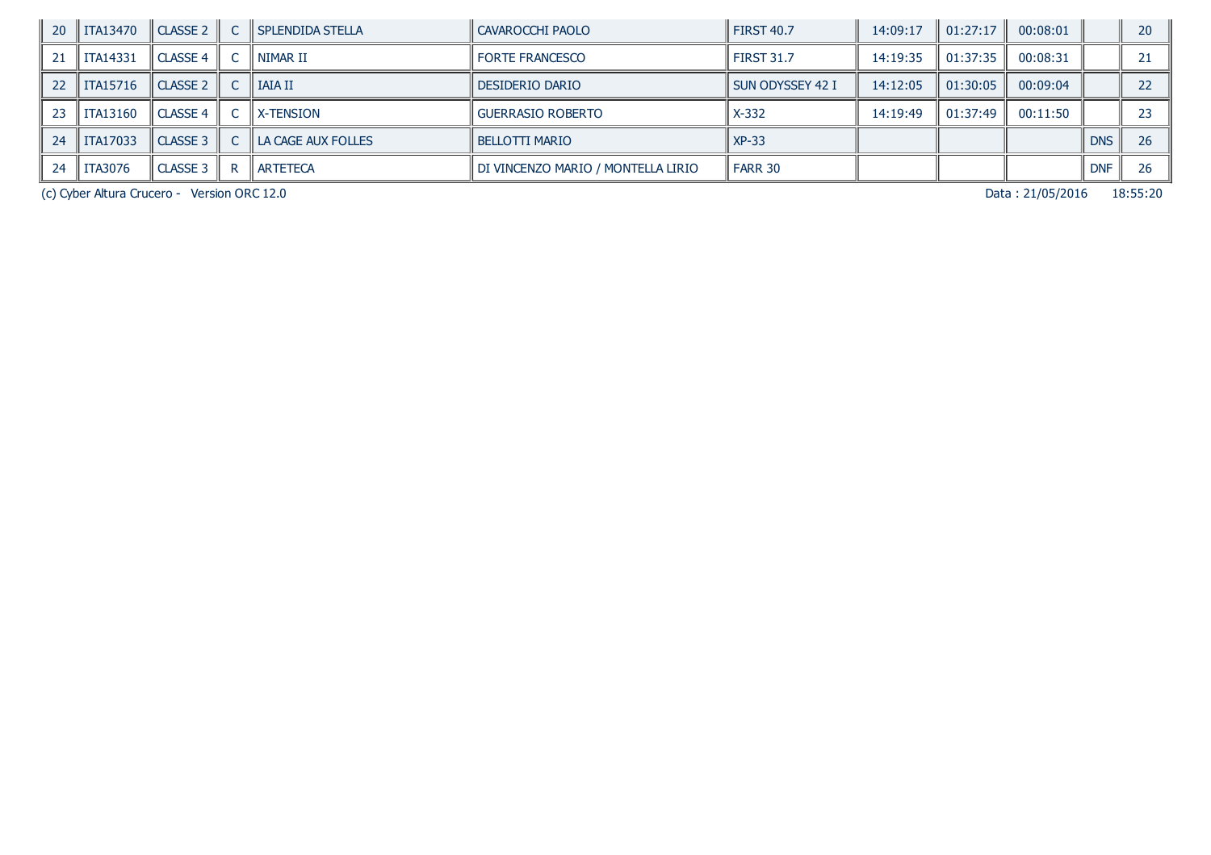| | | | | | | | | | | | |
|---|---|---|---|---|---|---|---|---|---|---|---|
| 20 | ITA13470 | CLASSE 2 | C | SPLENDIDA STELLA | CAVAROCCHI PAOLO | FIRST 40.7 | 14:09:17 | 01:27:17 | 00:08:01 | | 20 |
| 21 | ITA14331 | CLASSE 4 | C | NIMAR II | FORTE FRANCESCO | FIRST 31.7 | 14:19:35 | 01:37:35 | 00:08:31 | | 21 |
| 22 | ITA15716 | CLASSE 2 | C | IAIA II | DESIDERIO DARIO | SUN ODYSSEY 42 I | 14:12:05 | 01:30:05 | 00:09:04 | | 22 |
| 23 | ITA13160 | CLASSE 4 | C | X-TENSION | GUERRASIO ROBERTO | X-332 | 14:19:49 | 01:37:49 | 00:11:50 | | 23 |
| 24 | ITA17033 | CLASSE 3 | C | LA CAGE AUX FOLLES | BELLOTTI MARIO | XP-33 | | | | DNS | 26 |
| 24 | ITA3076 | CLASSE 3 | R | ARTETECA | DI VINCENZO MARIO / MONTELLA LIRIO | FARR 30 | | | | DNF | 26 |

(c) Cyber Altura Crucero - Version ORC 12.0 Data : 21/05/2016 18:55:20